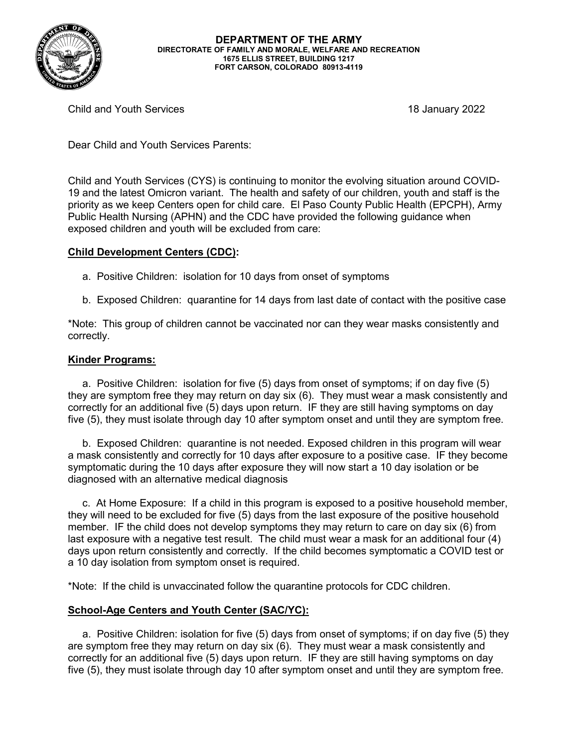**DEPARTMENT OF THE ARMY**
**DIRECTORATE OF FAMILY AND MORALE, WELFARE AND RECREATION**
**1675 ELLIS STREET, BUILDING 1217**
**FORT CARSON, COLORADO 80913-4119**

Child and Youth Services 18 January 2022

Dear Child and Youth Services Parents:

Child and Youth Services (CYS) is continuing to monitor the evolving situation around COVID-19 and the latest Omicron variant. The health and safety of our children, youth and staff is the priority as we keep Centers open for child care. El Paso County Public Health (EPCPH), Army Public Health Nursing (APHN) and the CDC have provided the following guidance when exposed children and youth will be excluded from care:

**Child Development Centers (CDC):**

a. Positive Children: isolation for 10 days from onset of symptoms

b. Exposed Children: quarantine for 14 days from last date of contact with the positive case

*Note: This group of children cannot be vaccinated nor can they wear masks consistently and correctly.

**Kinder Programs:**

a. Positive Children: isolation for five (5) days from onset of symptoms; if on day five (5) they are symptom free they may return on day six (6). They must wear a mask consistently and correctly for an additional five (5) days upon return. IF they are still having symptoms on day five (5), they must isolate through day 10 after symptom onset and until they are symptom free.

b. Exposed Children: quarantine is not needed. Exposed children in this program will wear a mask consistently and correctly for 10 days after exposure to a positive case. IF they become symptomatic during the 10 days after exposure they will now start a 10 day isolation or be diagnosed with an alternative medical diagnosis

c. At Home Exposure: If a child in this program is exposed to a positive household member, they will need to be excluded for five (5) days from the last exposure of the positive household member. IF the child does not develop symptoms they may return to care on day six (6) from last exposure with a negative test result. The child must wear a mask for an additional four (4) days upon return consistently and correctly. If the child becomes symptomatic a COVID test or a 10 day isolation from symptom onset is required.

*Note: If the child is unvaccinated follow the quarantine protocols for CDC children.

**School-Age Centers and Youth Center (SAC/YC):**

a. Positive Children: isolation for five (5) days from onset of symptoms; if on day five (5) they are symptom free they may return on day six (6). They must wear a mask consistently and correctly for an additional five (5) days upon return. IF they are still having symptoms on day five (5), they must isolate through day 10 after symptom onset and until they are symptom free.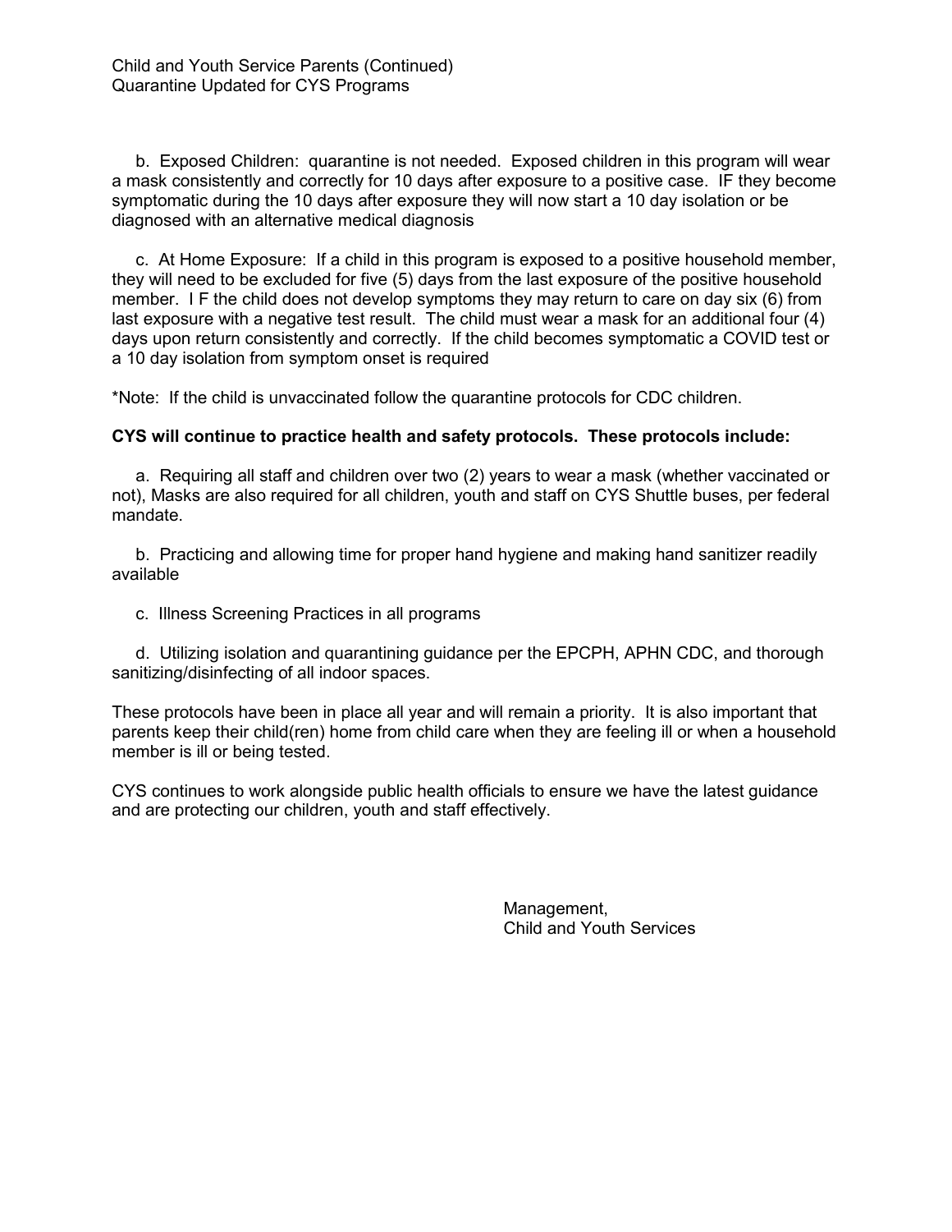b. Exposed Children: quarantine is not needed. Exposed children in this program will wear a mask consistently and correctly for 10 days after exposure to a positive case. IF they become symptomatic during the 10 days after exposure they will now start a 10 day isolation or be diagnosed with an alternative medical diagnosis

c. At Home Exposure: If a child in this program is exposed to a positive household member, they will need to be excluded for five (5) days from the last exposure of the positive household member. I F the child does not develop symptoms they may return to care on day six (6) from last exposure with a negative test result. The child must wear a mask for an additional four (4) days upon return consistently and correctly. If the child becomes symptomatic a COVID test or a 10 day isolation from symptom onset is required

*Note: If the child is unvaccinated follow the quarantine protocols for CDC children.

**CYS will continue to practice health and safety protocols. These protocols include:**

a. Requiring all staff and children over two (2) years to wear a mask (whether vaccinated or not), Masks are also required for all children, youth and staff on CYS Shuttle buses, per federal mandate.

b. Practicing and allowing time for proper hand hygiene and making hand sanitizer readily available

c. Illness Screening Practices in all programs

d. Utilizing isolation and quarantining guidance per the EPCPH, APHN CDC, and thorough sanitizing/disinfecting of all indoor spaces.

These protocols have been in place all year and will remain a priority. It is also important that parents keep their child(ren) home from child care when they are feeling ill or when a household member is ill or being tested.

CYS continues to work alongside public health officials to ensure we have the latest guidance and are protecting our children, youth and staff effectively.

Management,
Child and Youth Services